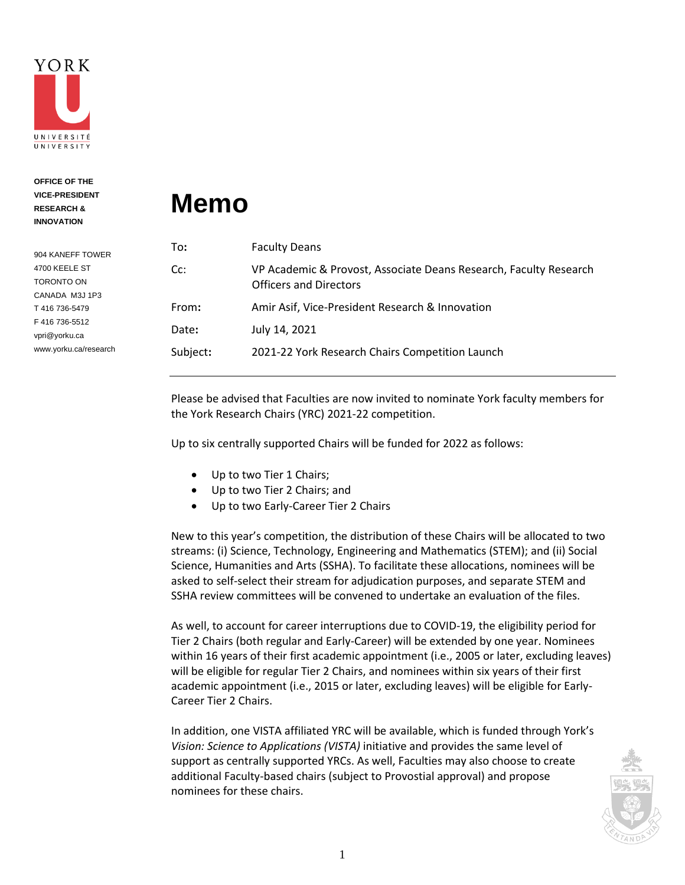YORK UNIVERSITÉ UNIVERSITY

**OFFICE OF THE VICE-PRESIDENT RESEARCH & INNOVATION**

904 KANEFF TOWER
4700 KEELE ST
TORONTO ON
CANADA M3J 1P3
T 416 736-5479
F 416 736-5512
vpri@yorku.ca
www.yorku.ca/research

# Memo

| | |
|---|---|
| To: | Faculty Deans |
| Cc: | VP Academic & Provost, Associate Deans Research, Faculty Research Officers and Directors |
| From: | Amir Asif, Vice-President Research & Innovation |
| Date: | July 14, 2021 |
| Subject: | 2021-22 York Research Chairs Competition Launch |

---

Please be advised that Faculties are now invited to nominate York faculty members for the York Research Chairs (YRC) 2021-22 competition.

Up to six centrally supported Chairs will be funded for 2022 as follows:

- Up to two Tier 1 Chairs;
- Up to two Tier 2 Chairs; and
- Up to two Early-Career Tier 2 Chairs

New to this year's competition, the distribution of these Chairs will be allocated to two streams: (i) Science, Technology, Engineering and Mathematics (STEM); and (ii) Social Science, Humanities and Arts (SSHA). To facilitate these allocations, nominees will be asked to self-select their stream for adjudication purposes, and separate STEM and SSHA review committees will be convened to undertake an evaluation of the files.

As well, to account for career interruptions due to COVID-19, the eligibility period for Tier 2 Chairs (both regular and Early-Career) will be extended by one year. Nominees within 16 years of their first academic appointment (i.e., 2005 or later, excluding leaves) will be eligible for regular Tier 2 Chairs, and nominees within six years of their first academic appointment (i.e., 2015 or later, excluding leaves) will be eligible for Early-Career Tier 2 Chairs.

In addition, one VISTA affiliated YRC will be available, which is funded through York's *Vision: Science to Applications (VISTA)* initiative and provides the same level of support as centrally supported YRCs. As well, Faculties may also choose to create additional Faculty-based chairs (subject to Provostial approval) and propose nominees for these chairs.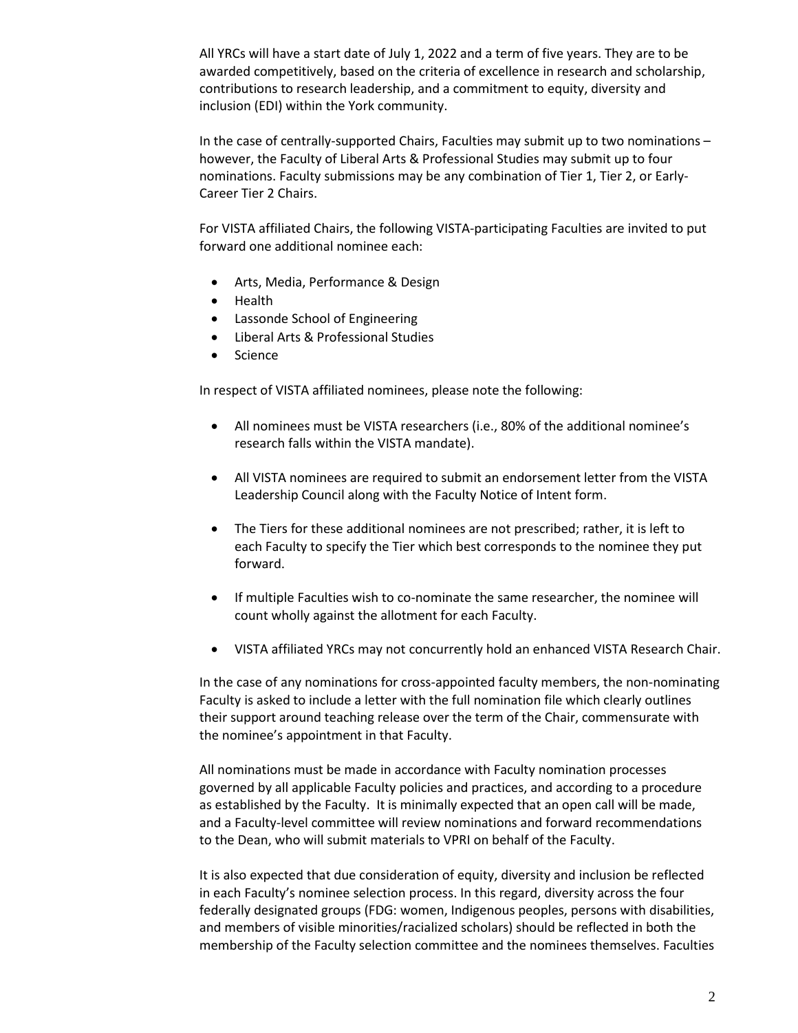All YRCs will have a start date of July 1, 2022 and a term of five years. They are to be awarded competitively, based on the criteria of excellence in research and scholarship, contributions to research leadership, and a commitment to equity, diversity and inclusion (EDI) within the York community.

In the case of centrally-supported Chairs, Faculties may submit up to two nominations – however, the Faculty of Liberal Arts & Professional Studies may submit up to four nominations. Faculty submissions may be any combination of Tier 1, Tier 2, or Early-Career Tier 2 Chairs.

For VISTA affiliated Chairs, the following VISTA-participating Faculties are invited to put forward one additional nominee each:

- Arts, Media, Performance & Design
- Health
- Lassonde School of Engineering
- Liberal Arts & Professional Studies
- Science

In respect of VISTA affiliated nominees, please note the following:

- All nominees must be VISTA researchers (i.e., 80% of the additional nominee's research falls within the VISTA mandate).
- All VISTA nominees are required to submit an endorsement letter from the VISTA Leadership Council along with the Faculty Notice of Intent form.
- The Tiers for these additional nominees are not prescribed; rather, it is left to each Faculty to specify the Tier which best corresponds to the nominee they put forward.
- If multiple Faculties wish to co-nominate the same researcher, the nominee will count wholly against the allotment for each Faculty.
- VISTA affiliated YRCs may not concurrently hold an enhanced VISTA Research Chair.

In the case of any nominations for cross-appointed faculty members, the non-nominating Faculty is asked to include a letter with the full nomination file which clearly outlines their support around teaching release over the term of the Chair, commensurate with the nominee's appointment in that Faculty.

All nominations must be made in accordance with Faculty nomination processes governed by all applicable Faculty policies and practices, and according to a procedure as established by the Faculty. It is minimally expected that an open call will be made, and a Faculty-level committee will review nominations and forward recommendations to the Dean, who will submit materials to VPRI on behalf of the Faculty.

It is also expected that due consideration of equity, diversity and inclusion be reflected in each Faculty's nominee selection process. In this regard, diversity across the four federally designated groups (FDG: women, Indigenous peoples, persons with disabilities, and members of visible minorities/racialized scholars) should be reflected in both the membership of the Faculty selection committee and the nominees themselves. Faculties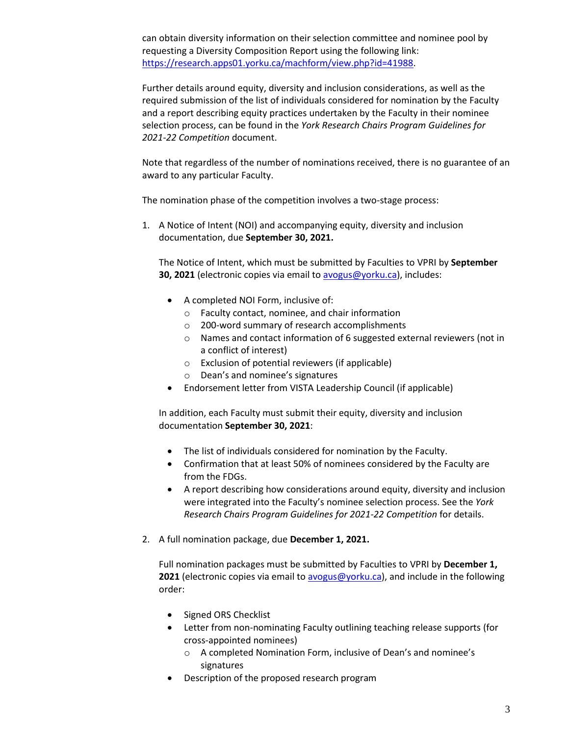can obtain diversity information on their selection committee and nominee pool by requesting a Diversity Composition Report using the following link: [https://research.apps01.yorku.ca/machform/view.php?id=41988](https://research.apps01.yorku.ca/machform/view.php?id=41988).

Further details around equity, diversity and inclusion considerations, as well as the required submission of the list of individuals considered for nomination by the Faculty and a report describing equity practices undertaken by the Faculty in their nominee selection process, can be found in the *York Research Chairs Program Guidelines for 2021-22 Competition* document.

Note that regardless of the number of nominations received, there is no guarantee of an award to any particular Faculty.

The nomination phase of the competition involves a two-stage process:

1. A Notice of Intent (NOI) and accompanying equity, diversity and inclusion documentation, due **September 30, 2021.**

   The Notice of Intent, which must be submitted by Faculties to VPRI by **September 30, 2021** (electronic copies via email to [avogus@yorku.ca](mailto:avogus@yorku.ca)), includes:

   - A completed NOI Form, inclusive of:
     - Faculty contact, nominee, and chair information
     - 200-word summary of research accomplishments
     - Names and contact information of 6 suggested external reviewers (not in a conflict of interest)
     - Exclusion of potential reviewers (if applicable)
     - Dean's and nominee's signatures
   - Endorsement letter from VISTA Leadership Council (if applicable)

   In addition, each Faculty must submit their equity, diversity and inclusion documentation **September 30, 2021**:

   - The list of individuals considered for nomination by the Faculty.
   - Confirmation that at least 50% of nominees considered by the Faculty are from the FDGs.
   - A report describing how considerations around equity, diversity and inclusion were integrated into the Faculty's nominee selection process. See the *York Research Chairs Program Guidelines for 2021-22 Competition* for details.

2. A full nomination package, due **December 1, 2021.**

   Full nomination packages must be submitted by Faculties to VPRI by **December 1, 2021** (electronic copies via email to [avogus@yorku.ca](mailto:avogus@yorku.ca)), and include in the following order:

   - Signed ORS Checklist
   - Letter from non-nominating Faculty outlining teaching release supports (for cross-appointed nominees)
     - A completed Nomination Form, inclusive of Dean's and nominee's signatures
   - Description of the proposed research program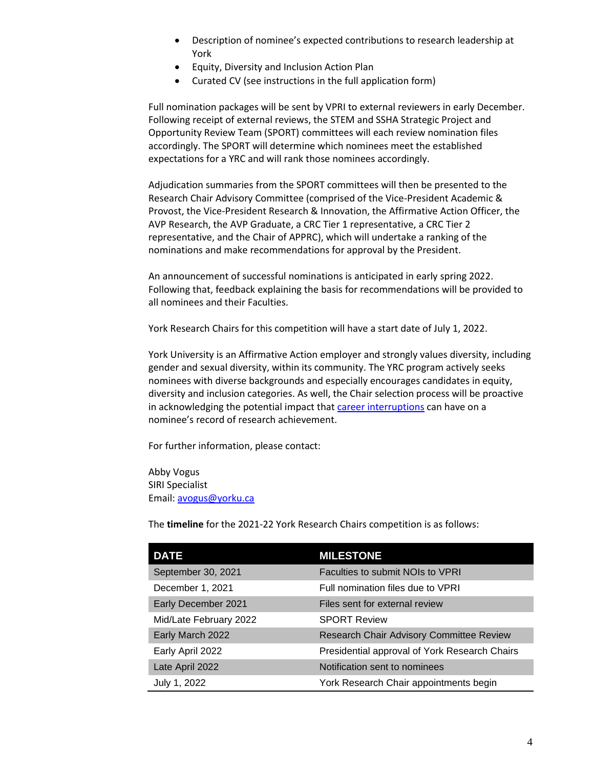- Description of nominee's expected contributions to research leadership at York
- Equity, Diversity and Inclusion Action Plan
- Curated CV (see instructions in the full application form)

Full nomination packages will be sent by VPRI to external reviewers in early December. Following receipt of external reviews, the STEM and SSHA Strategic Project and Opportunity Review Team (SPORT) committees will each review nomination files accordingly. The SPORT will determine which nominees meet the established expectations for a YRC and will rank those nominees accordingly.

Adjudication summaries from the SPORT committees will then be presented to the Research Chair Advisory Committee (comprised of the Vice-President Academic & Provost, the Vice-President Research & Innovation, the Affirmative Action Officer, the AVP Research, the AVP Graduate, a CRC Tier 1 representative, a CRC Tier 2 representative, and the Chair of APPRC), which will undertake a ranking of the nominations and make recommendations for approval by the President.

An announcement of successful nominations is anticipated in early spring 2022. Following that, feedback explaining the basis for recommendations will be provided to all nominees and their Faculties.

York Research Chairs for this competition will have a start date of July 1, 2022.

York University is an Affirmative Action employer and strongly values diversity, including gender and sexual diversity, within its community. The YRC program actively seeks nominees with diverse backgrounds and especially encourages candidates in equity, diversity and inclusion categories. As well, the Chair selection process will be proactive in acknowledging the potential impact that career interruptions can have on a nominee's record of research achievement.

For further information, please contact:

Abby Vogus
SIRI Specialist
Email: avogus@yorku.ca

The **timeline** for the 2021-22 York Research Chairs competition is as follows:

| DATE | MILESTONE |
|---|---|
| September 30, 2021 | Faculties to submit NOIs to VPRI |
| December 1, 2021 | Full nomination files due to VPRI |
| Early December 2021 | Files sent for external review |
| Mid/Late February 2022 | SPORT Review |
| Early March 2022 | Research Chair Advisory Committee Review |
| Early April 2022 | Presidential approval of York Research Chairs |
| Late April 2022 | Notification sent to nominees |
| July 1, 2022 | York Research Chair appointments begin |